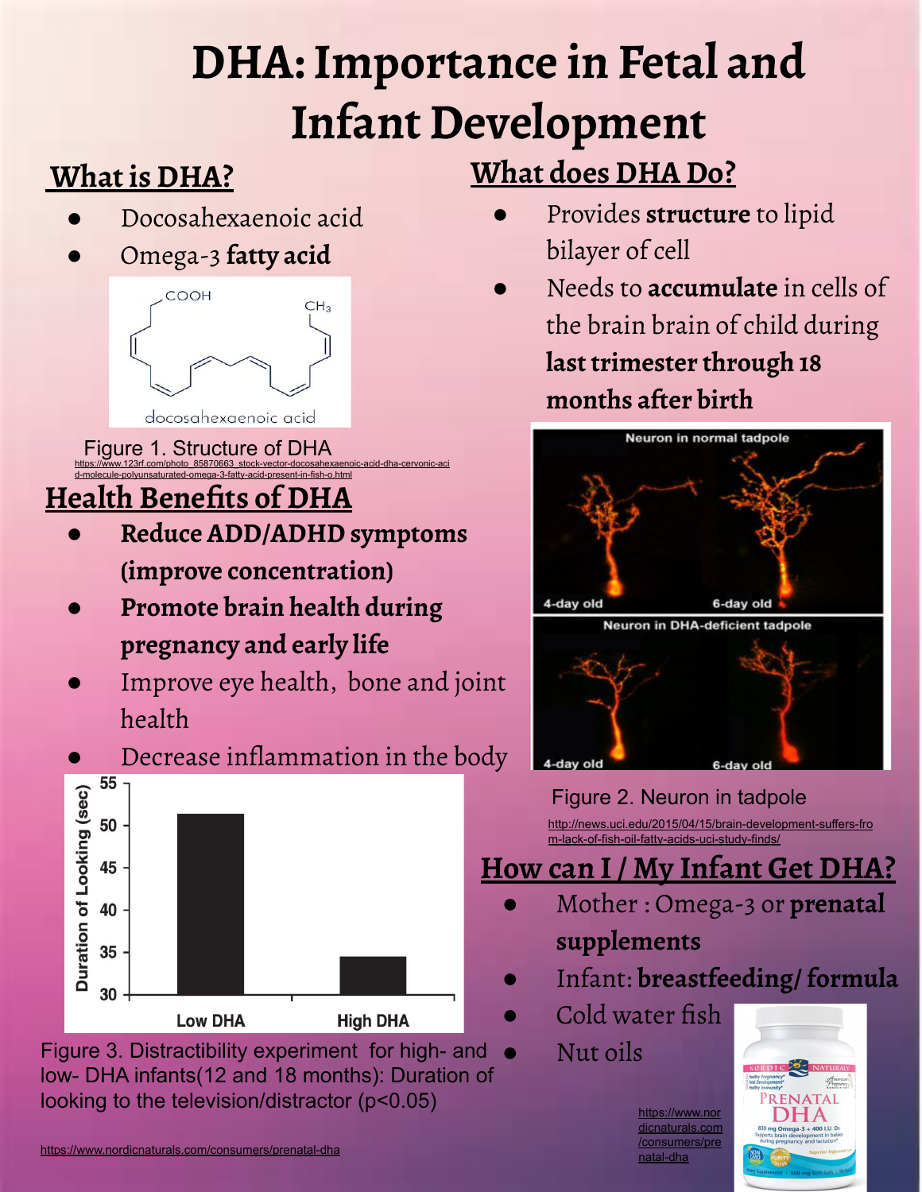# DHA: Importance in Fetal and Infant Development

## What is DHA?

- Docosahexaenoic acid
- Omega-3 **fatty acid**

Figure 1. Structure of DHA
https://www.123rf.com/photo_85870663_stock-vector-docosahexaenoic-acid-dha-cervonic-acid-molecule-polyunsaturated-omega-3-fatty-acid-present-in-fish-o.html

## Health Benefits of DHA

- **Reduce ADD/ADHD symptoms (improve concentration)**
- **Promote brain health during pregnancy and early life**
- Improve eye health, bone and joint health
- Decrease inflammation in the body

Figure 3. Distractibility experiment for high- and low- DHA infants(12 and 18 months): Duration of looking to the television/distractor ($p<0.05$)

https://www.nordicnaturals.com/consumers/prenatal-dha

## What does DHA Do?

- Provides **structure** to lipid bilayer of cell
- Needs to **accumulate** in cells of the brain brain of child during **last trimester through 18 months after birth**

Figure 2. Neuron in tadpole
http://news.uci.edu/2015/04/15/brain-development-suffers-from-lack-of-fish-oil-fatty-acids-uci-study-finds/

## How can I / My Infant Get DHA?

- Mother : Omega-3 or **prenatal supplements**
- Infant: **breastfeeding/ formula**
- Cold water fish
- Nut oils

https://www.nordicnaturals.com/consumers/prenatal-dha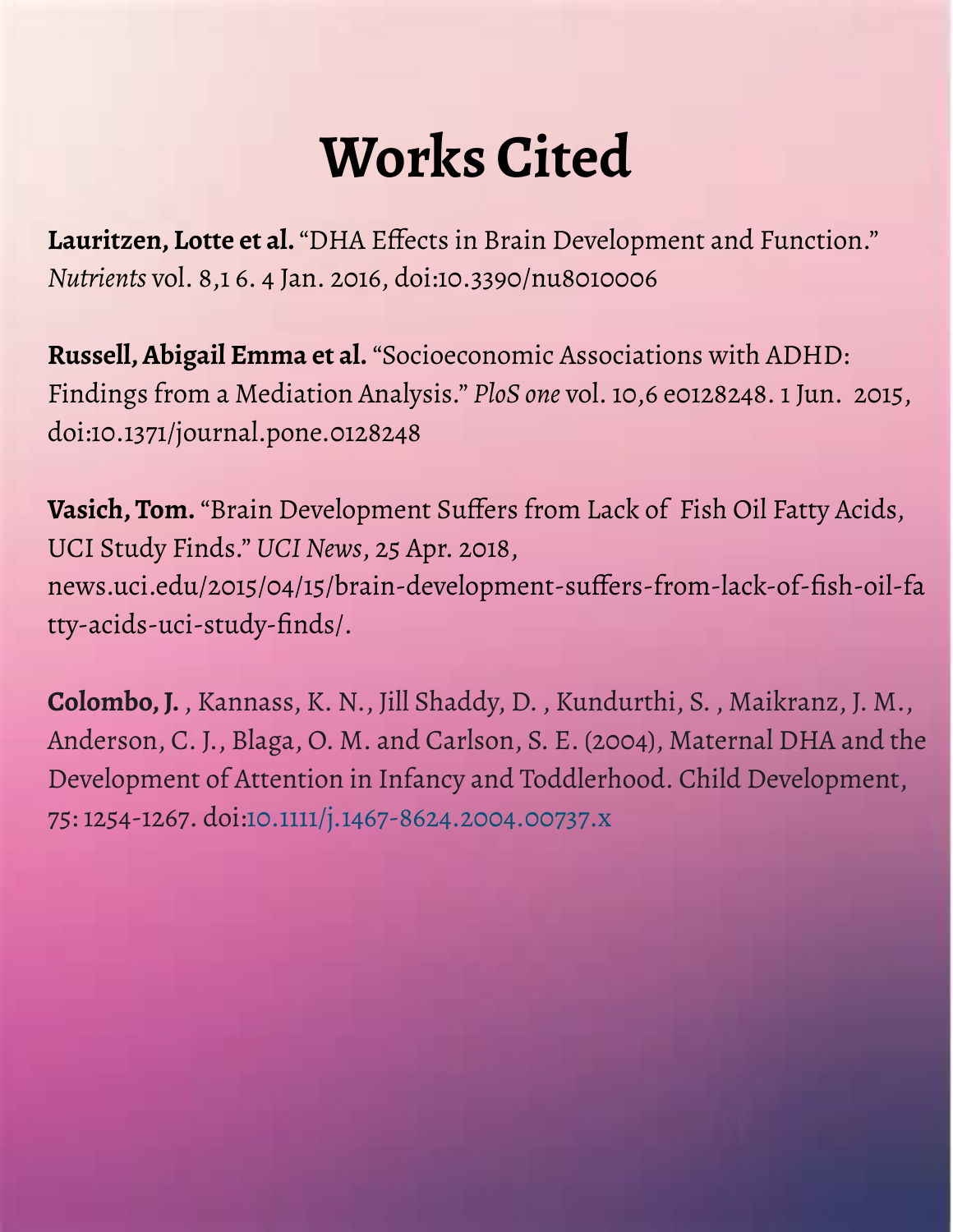# Works Cited

**Lauritzen, Lotte et al.** "DHA Effects in Brain Development and Function." *Nutrients* vol. 8,1 6. 4 Jan. 2016, doi:10.3390/nu8010006

**Russell, Abigail Emma et al.** "Socioeconomic Associations with ADHD: Findings from a Mediation Analysis." *PloS one* vol. 10,6 e0128248. 1 Jun. 2015, doi:10.1371/journal.pone.0128248

**Vasich, Tom.** "Brain Development Suffers from Lack of Fish Oil Fatty Acids, UCI Study Finds." *UCI News*, 25 Apr. 2018, news.uci.edu/2015/04/15/brain-development-suffers-from-lack-of-fish-oil-fatty-acids-uci-study-finds/.

**Colombo, J.** , Kannass, K. N., Jill Shaddy, D. , Kundurthi, S. , Maikranz, J. M., Anderson, C. J., Blaga, O. M. and Carlson, S. E. (2004), Maternal DHA and the Development of Attention in Infancy and Toddlerhood. Child Development, 75: 1254-1267. doi:10.1111/j.1467-8624.2004.00737.x